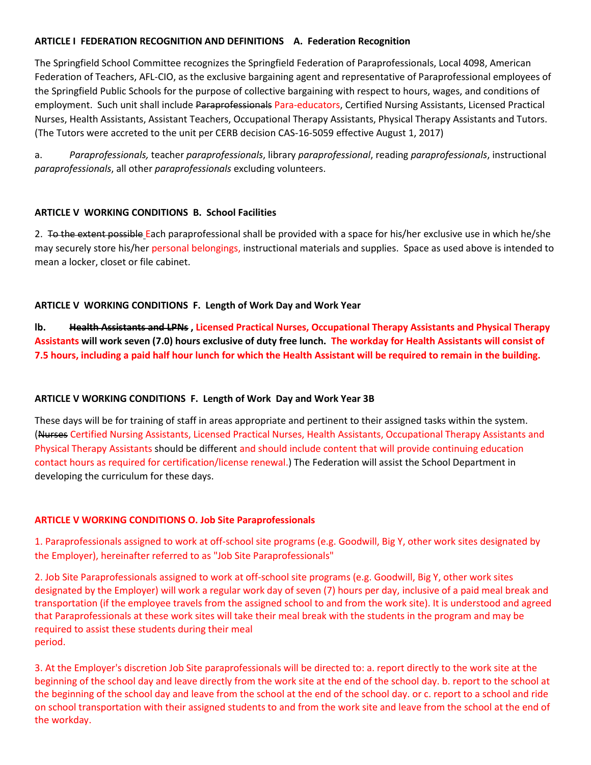**ARTICLE I FEDERATION RECOGNITION AND DEFINITIONS A. Federation Recognition**

The Springfield School Committee recognizes the Springfield Federation of Paraprofessionals, Local 4098, American Federation of Teachers, AFL-CIO, as the exclusive bargaining agent and representative of Paraprofessional employees of the Springfield Public Schools for the purpose of collective bargaining with respect to hours, wages, and conditions of employment. Such unit shall include ~~Paraprofessionals~~ Para-educators, Certified Nursing Assistants, Licensed Practical Nurses, Health Assistants, Assistant Teachers, Occupational Therapy Assistants, Physical Therapy Assistants and Tutors. (The Tutors were accreted to the unit per CERB decision CAS-16-5059 effective August 1, 2017)

a. *Paraprofessionals,* teacher *paraprofessionals*, library *paraprofessional*, reading *paraprofessionals*, instructional *paraprofessionals*, all other *paraprofessionals* excluding volunteers.

**ARTICLE V WORKING CONDITIONS B. School Facilities**

2. ~~To the extent possible~~ Each paraprofessional shall be provided with a space for his/her exclusive use in which he/she may securely store his/her personal belongings, instructional materials and supplies. Space as used above is intended to mean a locker, closet or file cabinet.

**ARTICLE V WORKING CONDITIONS F. Length of Work Day and Work Year**

**lb. ~~Health Assistants and LPNs~~ , Licensed Practical Nurses, Occupational Therapy Assistants and Physical Therapy Assistants will work seven (7.0) hours exclusive of duty free lunch. The workday for Health Assistants will consist of 7.5 hours, including a paid half hour lunch for which the Health Assistant will be required to remain in the building.**

**ARTICLE V WORKING CONDITIONS F. Length of Work Day and Work Year 3B**

These days will be for training of staff in areas appropriate and pertinent to their assigned tasks within the system. (~~Nurses~~ Certified Nursing Assistants, Licensed Practical Nurses, Health Assistants, Occupational Therapy Assistants and Physical Therapy Assistants should be different and should include content that will provide continuing education contact hours as required for certification/license renewal.) The Federation will assist the School Department in developing the curriculum for these days.

**ARTICLE V WORKING CONDITIONS O. Job Site Paraprofessionals**

1. Paraprofessionals assigned to work at off-school site programs (e.g. Goodwill, Big Y, other work sites designated by the Employer), hereinafter referred to as "Job Site Paraprofessionals"

2. Job Site Paraprofessionals assigned to work at off-school site programs (e.g. Goodwill, Big Y, other work sites designated by the Employer) will work a regular work day of seven (7) hours per day, inclusive of a paid meal break and transportation (if the employee travels from the assigned school to and from the work site). It is understood and agreed that Paraprofessionals at these work sites will take their meal break with the students in the program and may be required to assist these students during their meal period.

3. At the Employer's discretion Job Site paraprofessionals will be directed to: a. report directly to the work site at the beginning of the school day and leave directly from the work site at the end of the school day. b. report to the school at the beginning of the school day and leave from the school at the end of the school day. or c. report to a school and ride on school transportation with their assigned students to and from the work site and leave from the school at the end of the workday.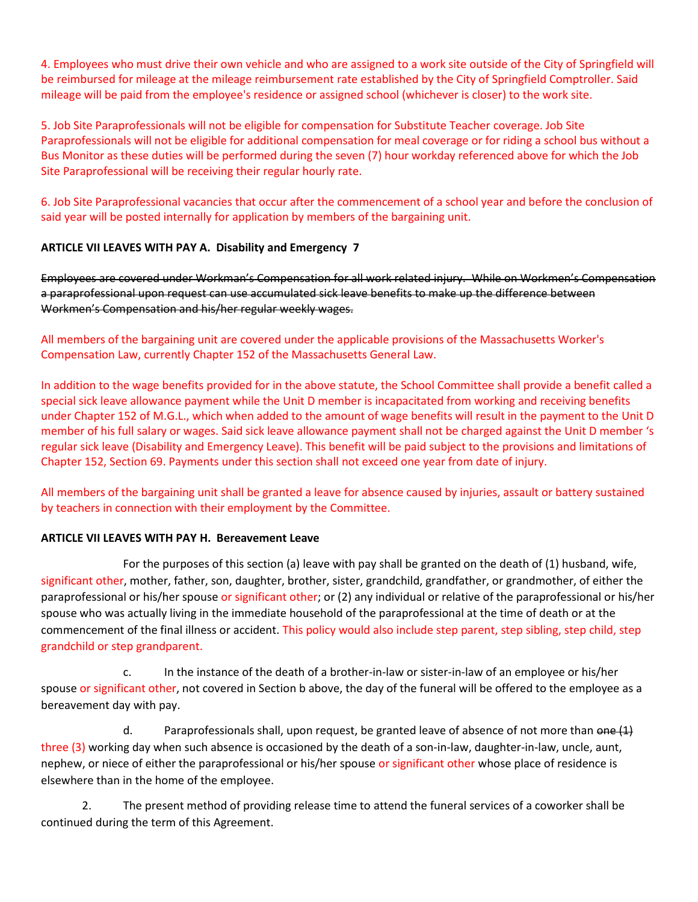4. Employees who must drive their own vehicle and who are assigned to a work site outside of the City of Springfield will be reimbursed for mileage at the mileage reimbursement rate established by the City of Springfield Comptroller. Said mileage will be paid from the employee's residence or assigned school (whichever is closer) to the work site.

5. Job Site Paraprofessionals will not be eligible for compensation for Substitute Teacher coverage. Job Site Paraprofessionals will not be eligible for additional compensation for meal coverage or for riding a school bus without a Bus Monitor as these duties will be performed during the seven (7) hour workday referenced above for which the Job Site Paraprofessional will be receiving their regular hourly rate.

6. Job Site Paraprofessional vacancies that occur after the commencement of a school year and before the conclusion of said year will be posted internally for application by members of the bargaining unit.

**ARTICLE VII LEAVES WITH PAY A. Disability and Emergency 7**

~~Employees are covered under Workman's Compensation for all work related injury. While on Workmen's Compensation a paraprofessional upon request can use accumulated sick leave benefits to make up the difference between Workmen's Compensation and his/her regular weekly wages.~~

All members of the bargaining unit are covered under the applicable provisions of the Massachusetts Worker's Compensation Law, currently Chapter 152 of the Massachusetts General Law.

In addition to the wage benefits provided for in the above statute, the School Committee shall provide a benefit called a special sick leave allowance payment while the Unit D member is incapacitated from working and receiving benefits under Chapter 152 of M.G.L., which when added to the amount of wage benefits will result in the payment to the Unit D member of his full salary or wages. Said sick leave allowance payment shall not be charged against the Unit D member 's regular sick leave (Disability and Emergency Leave). This benefit will be paid subject to the provisions and limitations of Chapter 152, Section 69. Payments under this section shall not exceed one year from date of injury.

All members of the bargaining unit shall be granted a leave for absence caused by injuries, assault or battery sustained by teachers in connection with their employment by the Committee.

**ARTICLE VII LEAVES WITH PAY H. Bereavement Leave**

For the purposes of this section (a) leave with pay shall be granted on the death of (1) husband, wife, significant other, mother, father, son, daughter, brother, sister, grandchild, grandfather, or grandmother, of either the paraprofessional or his/her spouse or significant other; or (2) any individual or relative of the paraprofessional or his/her spouse who was actually living in the immediate household of the paraprofessional at the time of death or at the commencement of the final illness or accident. This policy would also include step parent, step sibling, step child, step grandchild or step grandparent.

c. In the instance of the death of a brother-in-law or sister-in-law of an employee or his/her spouse or significant other, not covered in Section b above, the day of the funeral will be offered to the employee as a bereavement day with pay.

d. Paraprofessionals shall, upon request, be granted leave of absence of not more than ~~one (1)~~ three (3) working day when such absence is occasioned by the death of a son-in-law, daughter-in-law, uncle, aunt, nephew, or niece of either the paraprofessional or his/her spouse or significant other whose place of residence is elsewhere than in the home of the employee.

2. The present method of providing release time to attend the funeral services of a coworker shall be continued during the term of this Agreement.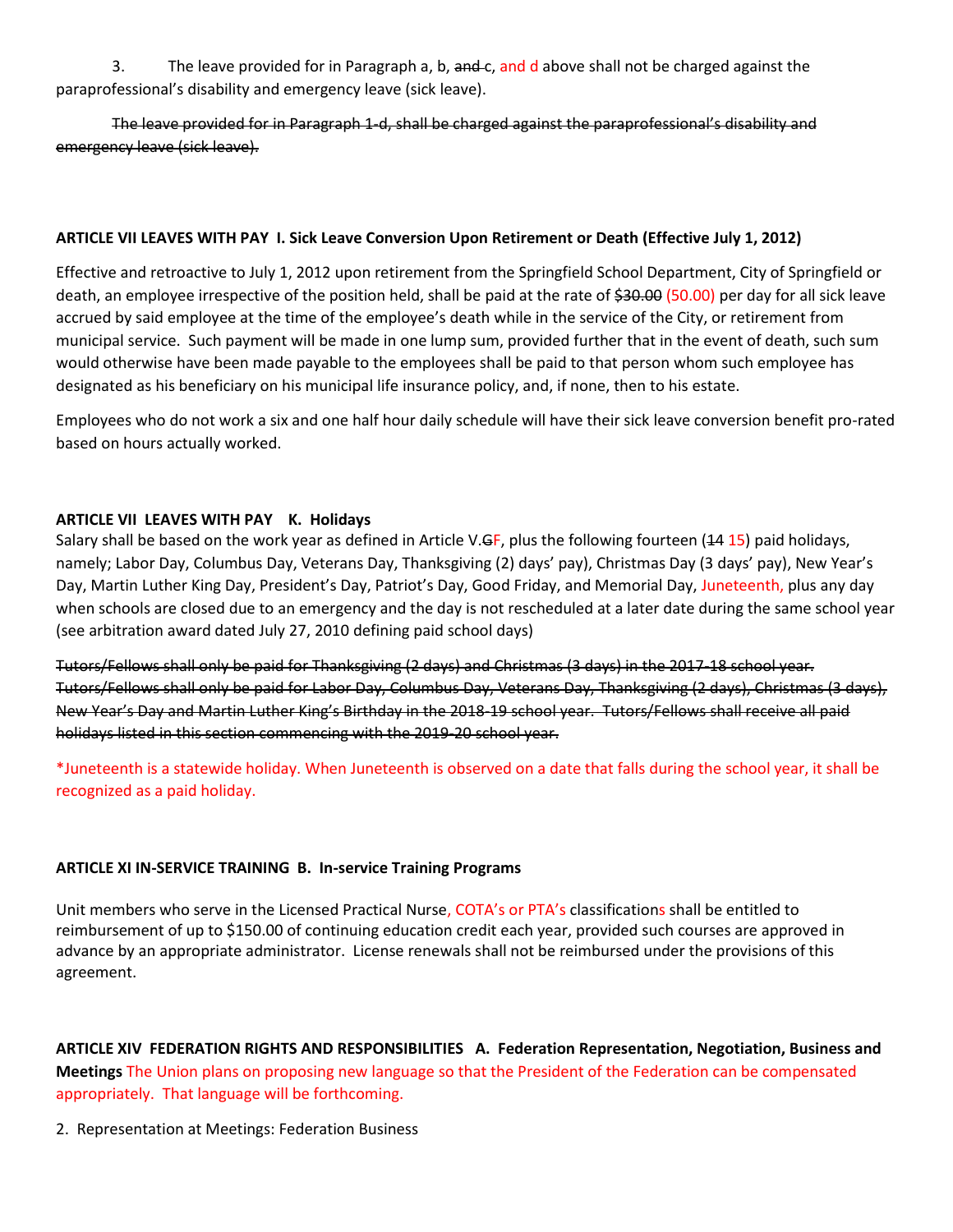3. The leave provided for in Paragraph a, b, ~~and c~~, and d above shall not be charged against the paraprofessional's disability and emergency leave (sick leave).

~~The leave provided for in Paragraph 1-d, shall be charged against the paraprofessional's disability and emergency leave (sick leave).~~

**ARTICLE VII LEAVES WITH PAY I. Sick Leave Conversion Upon Retirement or Death (Effective July 1, 2012)**

Effective and retroactive to July 1, 2012 upon retirement from the Springfield School Department, City of Springfield or death, an employee irrespective of the position held, shall be paid at the rate of ~~$30.00~~ (50.00) per day for all sick leave accrued by said employee at the time of the employee's death while in the service of the City, or retirement from municipal service. Such payment will be made in one lump sum, provided further that in the event of death, such sum would otherwise have been made payable to the employees shall be paid to that person whom such employee has designated as his beneficiary on his municipal life insurance policy, and, if none, then to his estate.

Employees who do not work a six and one half hour daily schedule will have their sick leave conversion benefit pro-rated based on hours actually worked.

**ARTICLE VII LEAVES WITH PAY K. Holidays**

Salary shall be based on the work year as defined in Article V.~~G~~F, plus the following fourteen (~~14~~ 15) paid holidays, namely; Labor Day, Columbus Day, Veterans Day, Thanksgiving (2) days' pay), Christmas Day (3 days' pay), New Year's Day, Martin Luther King Day, President's Day, Patriot's Day, Good Friday, and Memorial Day, Juneteenth, plus any day when schools are closed due to an emergency and the day is not rescheduled at a later date during the same school year (see arbitration award dated July 27, 2010 defining paid school days)

~~Tutors/Fellows shall only be paid for Thanksgiving (2 days) and Christmas (3 days) in the 2017-18 school year. Tutors/Fellows shall only be paid for Labor Day, Columbus Day, Veterans Day, Thanksgiving (2 days), Christmas (3 days), New Year's Day and Martin Luther King's Birthday in the 2018-19 school year. Tutors/Fellows shall receive all paid holidays listed in this section commencing with the 2019-20 school year.~~

*Juneteenth is a statewide holiday. When Juneteenth is observed on a date that falls during the school year, it shall be recognized as a paid holiday.

**ARTICLE XI IN-SERVICE TRAINING B. In-service Training Programs**

Unit members who serve in the Licensed Practical Nurse, COTA's or PTA's classifications shall be entitled to reimbursement of up to $150.00 of continuing education credit each year, provided such courses are approved in advance by an appropriate administrator. License renewals shall not be reimbursed under the provisions of this agreement.

**ARTICLE XIV FEDERATION RIGHTS AND RESPONSIBILITIES A. Federation Representation, Negotiation, Business and Meetings** The Union plans on proposing new language so that the President of the Federation can be compensated appropriately. That language will be forthcoming.

2. Representation at Meetings: Federation Business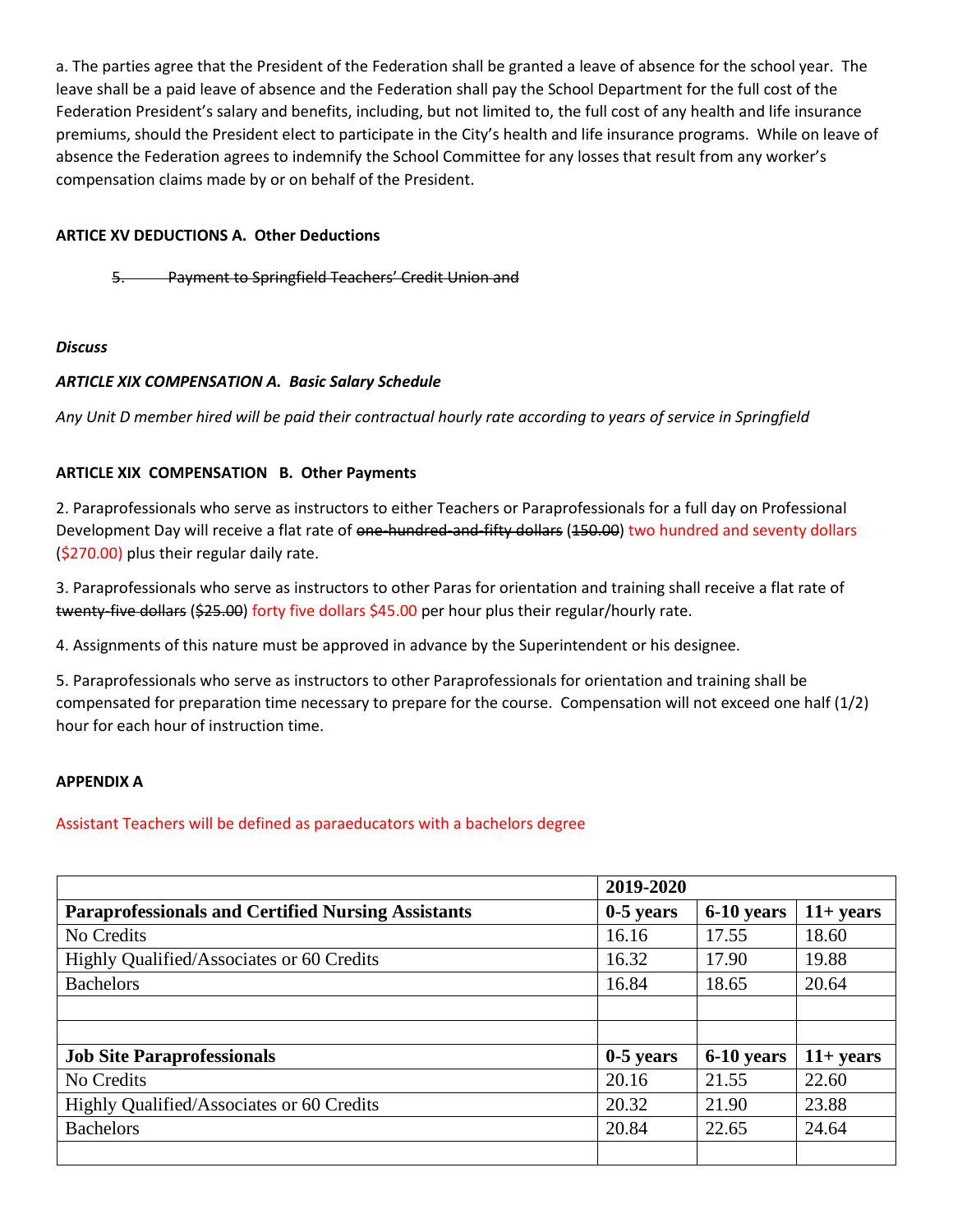a. The parties agree that the President of the Federation shall be granted a leave of absence for the school year. The leave shall be a paid leave of absence and the Federation shall pay the School Department for the full cost of the Federation President's salary and benefits, including, but not limited to, the full cost of any health and life insurance premiums, should the President elect to participate in the City's health and life insurance programs. While on leave of absence the Federation agrees to indemnify the School Committee for any losses that result from any worker's compensation claims made by or on behalf of the President.

**ARTICE XV DEDUCTIONS A. Other Deductions**

~~5. Payment to Springfield Teachers' Credit Union and~~

***Discuss***

***ARTICLE XIX COMPENSATION A. Basic Salary Schedule***

*Any Unit D member hired will be paid their contractual hourly rate according to years of service in Springfield*

**ARTICLE XIX COMPENSATION B. Other Payments**

2. Paraprofessionals who serve as instructors to either Teachers or Paraprofessionals for a full day on Professional Development Day will receive a flat rate of ~~one-hundred-and-fifty dollars~~ (~~150.00~~) two hundred and seventy dollars ($270.00) plus their regular daily rate.

3. Paraprofessionals who serve as instructors to other Paras for orientation and training shall receive a flat rate of ~~twenty-five dollars~~ (~~$25.00~~) forty five dollars $45.00 per hour plus their regular/hourly rate.

4. Assignments of this nature must be approved in advance by the Superintendent or his designee.

5. Paraprofessionals who serve as instructors to other Paraprofessionals for orientation and training shall be compensated for preparation time necessary to prepare for the course. Compensation will not exceed one half (1/2) hour for each hour of instruction time.

**APPENDIX A**

Assistant Teachers will be defined as paraeducators with a bachelors degree

| | 2019-2020 | | |
|---|---|---|---|
| **Paraprofessionals and Certified Nursing Assistants** | **0-5 years** | **6-10 years** | **11+ years** |
| No Credits | 16.16 | 17.55 | 18.60 |
| Highly Qualified/Associates or 60 Credits | 16.32 | 17.90 | 19.88 |
| Bachelors | 16.84 | 18.65 | 20.64 |
| | | | |
| | | | |
| **Job Site Paraprofessionals** | **0-5 years** | **6-10 years** | **11+ years** |
| No Credits | 20.16 | 21.55 | 22.60 |
| Highly Qualified/Associates or 60 Credits | 20.32 | 21.90 | 23.88 |
| Bachelors | 20.84 | 22.65 | 24.64 |
| | | | |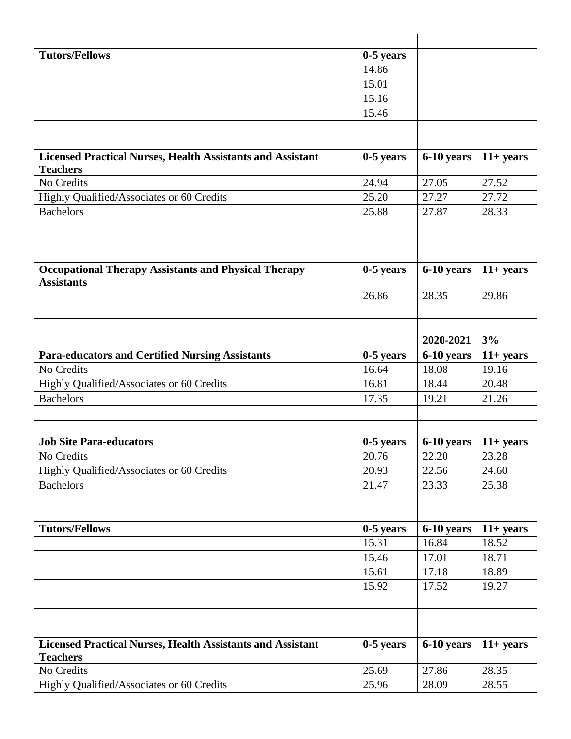| | | | |
|---|---|---|---|
| **Tutors/Fellows** | **0-5 years** | | |
| | 14.86 | | |
| | 15.01 | | |
| | 15.16 | | |
| | 15.46 | | |
| | | | |
| | | | |
| **Licensed Practical Nurses, Health Assistants and Assistant Teachers** | **0-5 years** | **6-10 years** | **11+ years** |
| No Credits | 24.94 | 27.05 | 27.52 |
| Highly Qualified/Associates or 60 Credits | 25.20 | 27.27 | 27.72 |
| Bachelors | 25.88 | 27.87 | 28.33 |
| | | | |
| | | | |
| | | | |
| **Occupational Therapy Assistants and Physical Therapy Assistants** | **0-5 years** | **6-10 years** | **11+ years** |
| | 26.86 | 28.35 | 29.86 |
| | | | |
| | | | |
| | | **2020-2021** | **3%** |
| **Para-educators and Certified Nursing Assistants** | **0-5 years** | **6-10 years** | **11+ years** |
| No Credits | 16.64 | 18.08 | 19.16 |
| Highly Qualified/Associates or 60 Credits | 16.81 | 18.44 | 20.48 |
| Bachelors | 17.35 | 19.21 | 21.26 |
| | | | |
| | | | |
| **Job Site Para-educators** | **0-5 years** | **6-10 years** | **11+ years** |
| No Credits | 20.76 | 22.20 | 23.28 |
| Highly Qualified/Associates or 60 Credits | 20.93 | 22.56 | 24.60 |
| Bachelors | 21.47 | 23.33 | 25.38 |
| | | | |
| | | | |
| **Tutors/Fellows** | **0-5 years** | **6-10 years** | **11+ years** |
| | 15.31 | 16.84 | 18.52 |
| | 15.46 | 17.01 | 18.71 |
| | 15.61 | 17.18 | 18.89 |
| | 15.92 | 17.52 | 19.27 |
| | | | |
| | | | |
| | | | |
| **Licensed Practical Nurses, Health Assistants and Assistant Teachers** | **0-5 years** | **6-10 years** | **11+ years** |
| No Credits | 25.69 | 27.86 | 28.35 |
| Highly Qualified/Associates or 60 Credits | 25.96 | 28.09 | 28.55 |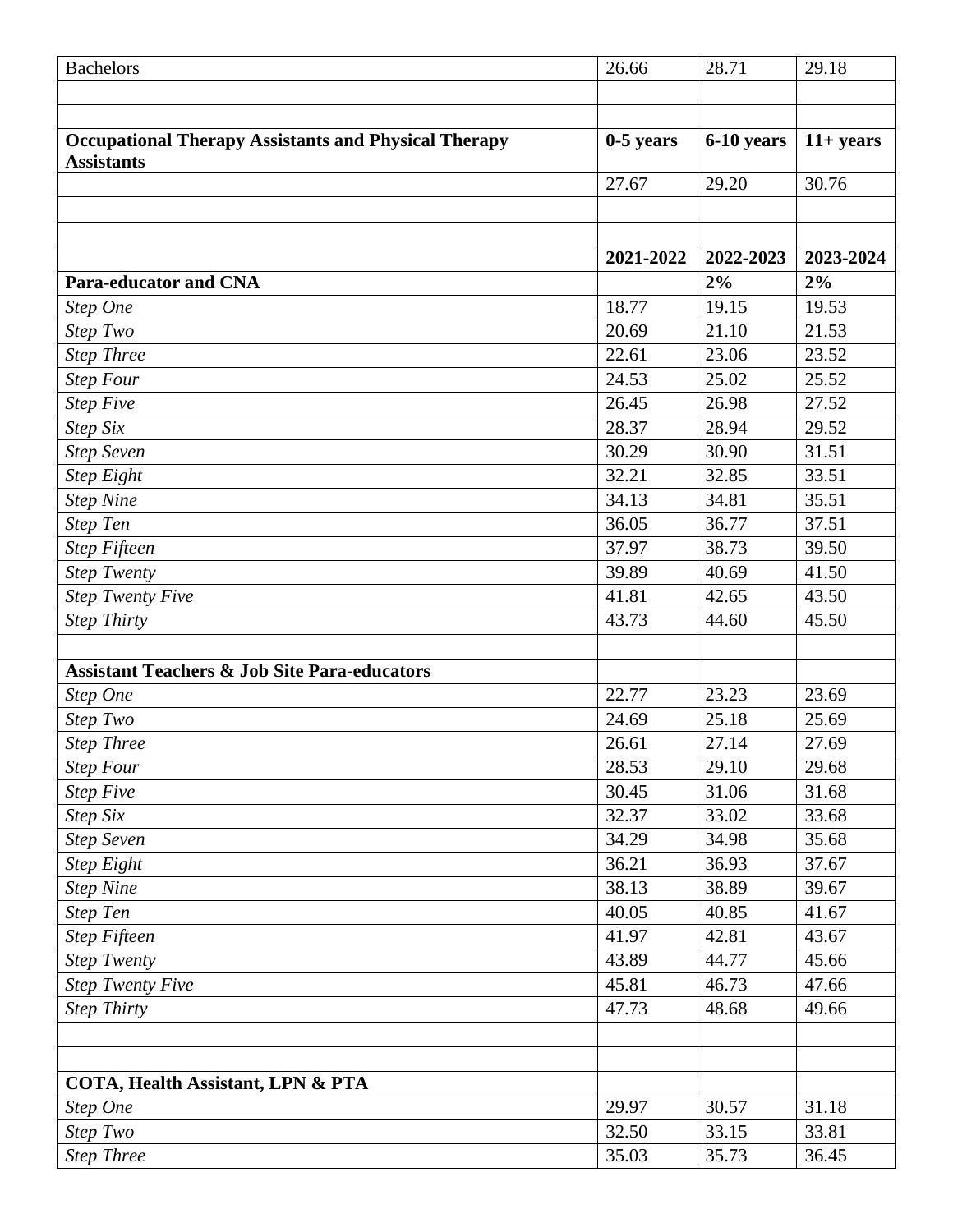| | | | |
|---|---|---|---|
| Bachelors | 26.66 | 28.71 | 29.18 |
| | | | |
| | | | |
| **Occupational Therapy Assistants and Physical Therapy Assistants** | **0-5 years** | **6-10 years** | **11+ years** |
| | 27.67 | 29.20 | 30.76 |
| | | | |
| | | | |
| | **2021-2022** | **2022-2023** | **2023-2024** |
| **Para-educator and CNA** | | **2%** | **2%** |
| *Step One* | 18.77 | 19.15 | 19.53 |
| *Step Two* | 20.69 | 21.10 | 21.53 |
| *Step Three* | 22.61 | 23.06 | 23.52 |
| *Step Four* | 24.53 | 25.02 | 25.52 |
| *Step Five* | 26.45 | 26.98 | 27.52 |
| *Step Six* | 28.37 | 28.94 | 29.52 |
| *Step Seven* | 30.29 | 30.90 | 31.51 |
| *Step Eight* | 32.21 | 32.85 | 33.51 |
| *Step Nine* | 34.13 | 34.81 | 35.51 |
| *Step Ten* | 36.05 | 36.77 | 37.51 |
| *Step Fifteen* | 37.97 | 38.73 | 39.50 |
| *Step Twenty* | 39.89 | 40.69 | 41.50 |
| *Step Twenty Five* | 41.81 | 42.65 | 43.50 |
| *Step Thirty* | 43.73 | 44.60 | 45.50 |
| | | | |
| **Assistant Teachers & Job Site Para-educators** | | | |
| *Step One* | 22.77 | 23.23 | 23.69 |
| *Step Two* | 24.69 | 25.18 | 25.69 |
| *Step Three* | 26.61 | 27.14 | 27.69 |
| *Step Four* | 28.53 | 29.10 | 29.68 |
| *Step Five* | 30.45 | 31.06 | 31.68 |
| *Step Six* | 32.37 | 33.02 | 33.68 |
| *Step Seven* | 34.29 | 34.98 | 35.68 |
| *Step Eight* | 36.21 | 36.93 | 37.67 |
| *Step Nine* | 38.13 | 38.89 | 39.67 |
| *Step Ten* | 40.05 | 40.85 | 41.67 |
| *Step Fifteen* | 41.97 | 42.81 | 43.67 |
| *Step Twenty* | 43.89 | 44.77 | 45.66 |
| *Step Twenty Five* | 45.81 | 46.73 | 47.66 |
| *Step Thirty* | 47.73 | 48.68 | 49.66 |
| | | | |
| | | | |
| **COTA, Health Assistant, LPN & PTA** | | | |
| *Step One* | 29.97 | 30.57 | 31.18 |
| *Step Two* | 32.50 | 33.15 | 33.81 |
| *Step Three* | 35.03 | 35.73 | 36.45 |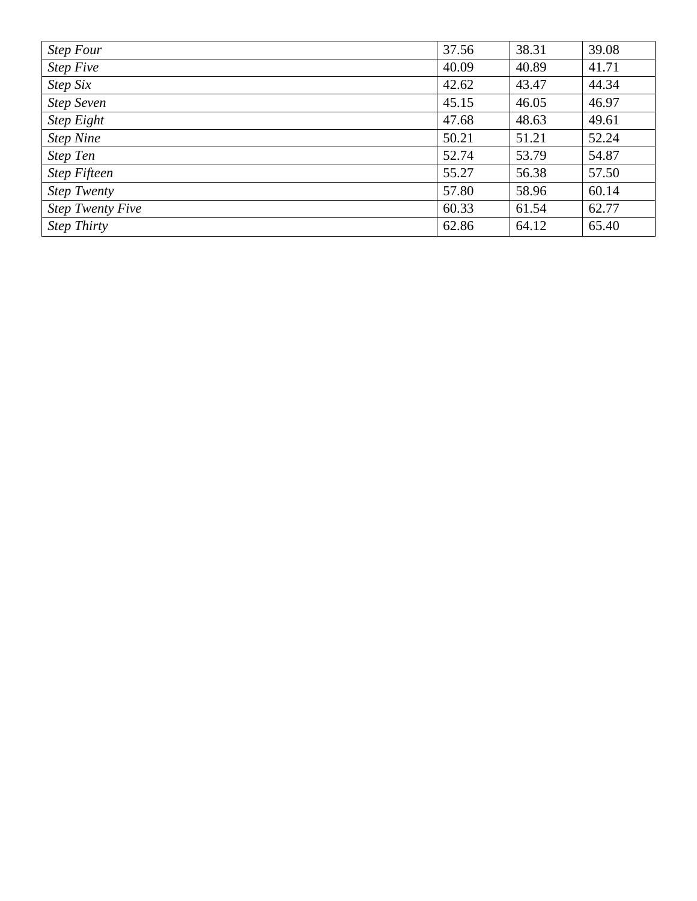| | | | |
|---|---|---|---|
| *Step Four* | 37.56 | 38.31 | 39.08 |
| *Step Five* | 40.09 | 40.89 | 41.71 |
| *Step Six* | 42.62 | 43.47 | 44.34 |
| *Step Seven* | 45.15 | 46.05 | 46.97 |
| *Step Eight* | 47.68 | 48.63 | 49.61 |
| *Step Nine* | 50.21 | 51.21 | 52.24 |
| *Step Ten* | 52.74 | 53.79 | 54.87 |
| *Step Fifteen* | 55.27 | 56.38 | 57.50 |
| *Step Twenty* | 57.80 | 58.96 | 60.14 |
| *Step Twenty Five* | 60.33 | 61.54 | 62.77 |
| *Step Thirty* | 62.86 | 64.12 | 65.40 |